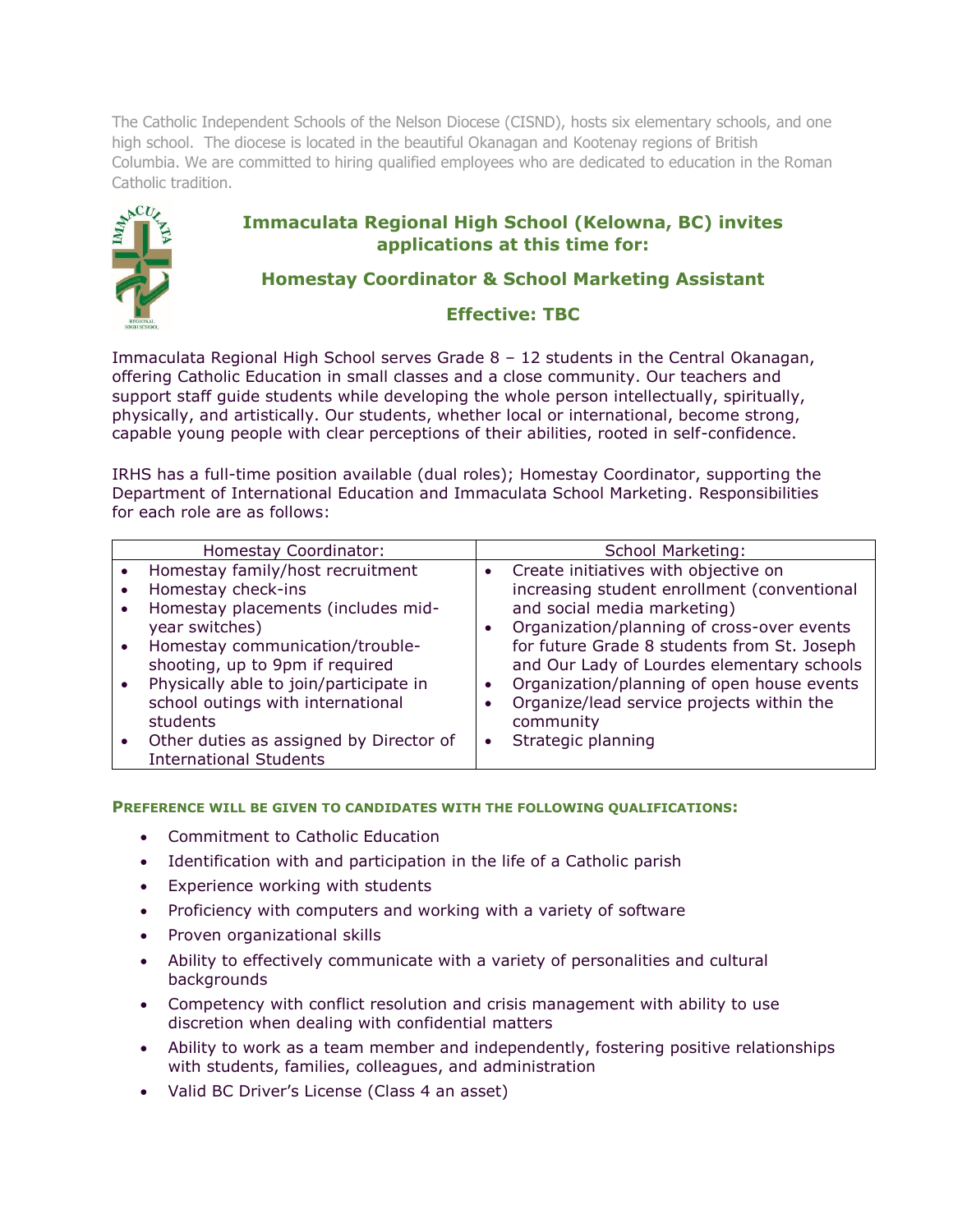The Catholic Independent Schools of the Nelson Diocese (CISND), hosts six elementary schools, and one high school. The diocese is located in the beautiful Okanagan and Kootenay regions of British Columbia. We are committed to hiring qualified employees who are dedicated to education in the Roman Catholic tradition.

## Immaculata Regional High School (Kelowna, BC) invites applications at this time for:

## Homestay Coordinator & School Marketing Assistant

### Effective: TBC

Immaculata Regional High School serves Grade 8 – 12 students in the Central Okanagan, offering Catholic Education in small classes and a close community. Our teachers and support staff guide students while developing the whole person intellectually, spiritually, physically, and artistically. Our students, whether local or international, become strong, capable young people with clear perceptions of their abilities, rooted in self-confidence.

IRHS has a full-time position available (dual roles); Homestay Coordinator, supporting the Department of International Education and Immaculata School Marketing. Responsibilities for each role are as follows:

| Homestay Coordinator: | School Marketing: |
|---|---|
| • Homestay family/host recruitment<br>• Homestay check-ins<br>• Homestay placements (includes mid-year switches)<br>• Homestay communication/trouble-shooting, up to 9pm if required<br>• Physically able to join/participate in school outings with international students<br>• Other duties as assigned by Director of International Students | • Create initiatives with objective on increasing student enrollment (conventional and social media marketing)<br>• Organization/planning of cross-over events for future Grade 8 students from St. Joseph and Our Lady of Lourdes elementary schools<br>• Organization/planning of open house events<br>• Organize/lead service projects within the community<br>• Strategic planning |

**PREFERENCE WILL BE GIVEN TO CANDIDATES WITH THE FOLLOWING QUALIFICATIONS:**

- Commitment to Catholic Education
- Identification with and participation in the life of a Catholic parish
- Experience working with students
- Proficiency with computers and working with a variety of software
- Proven organizational skills
- Ability to effectively communicate with a variety of personalities and cultural backgrounds
- Competency with conflict resolution and crisis management with ability to use discretion when dealing with confidential matters
- Ability to work as a team member and independently, fostering positive relationships with students, families, colleagues, and administration
- Valid BC Driver's License (Class 4 an asset)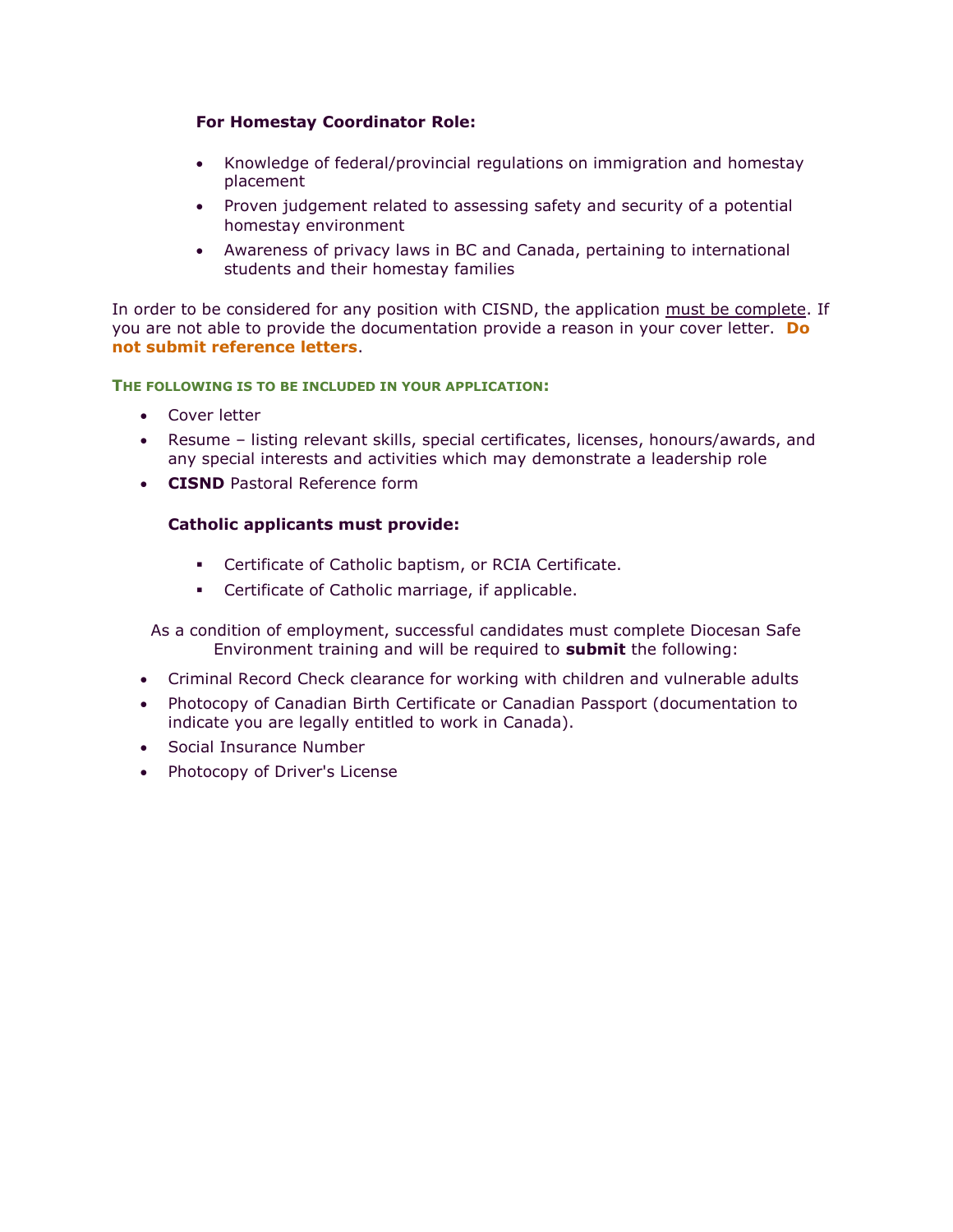**For Homestay Coordinator Role:**

- Knowledge of federal/provincial regulations on immigration and homestay placement
- Proven judgement related to assessing safety and security of a potential homestay environment
- Awareness of privacy laws in BC and Canada, pertaining to international students and their homestay families

In order to be considered for any position with CISND, the application must be complete. If you are not able to provide the documentation provide a reason in your cover letter. **Do not submit reference letters**.

### THE FOLLOWING IS TO BE INCLUDED IN YOUR APPLICATION:

- Cover letter
- Resume – listing relevant skills, special certificates, licenses, honours/awards, and any special interests and activities which may demonstrate a leadership role
- **CISND** Pastoral Reference form

**Catholic applicants must provide:**

- Certificate of Catholic baptism, or RCIA Certificate.
- Certificate of Catholic marriage, if applicable.

As a condition of employment, successful candidates must complete Diocesan Safe Environment training and will be required to **submit** the following:

- Criminal Record Check clearance for working with children and vulnerable adults
- Photocopy of Canadian Birth Certificate or Canadian Passport (documentation to indicate you are legally entitled to work in Canada).
- Social Insurance Number
- Photocopy of Driver's License